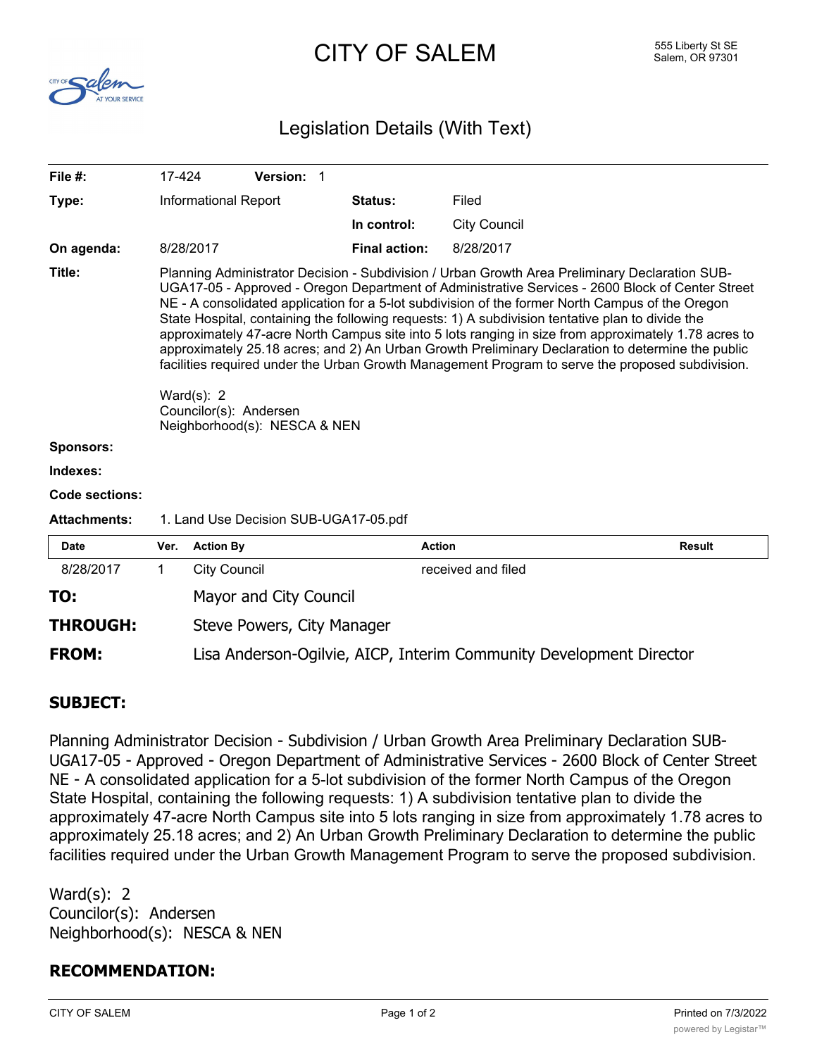# CITY OF SALEM

555 Liberty St SE
Salem, OR 97301

## Legislation Details (With Text)

| | | | |
|---|---|---|---|
| **File #:** | 17-424 **Version:** 1 | | |
| **Type:** | Informational Report | **Status:** | Filed |
| | | **In control:** | City Council |
| **On agenda:** | 8/28/2017 | **Final action:** | 8/28/2017 |

**Title:** Planning Administrator Decision - Subdivision / Urban Growth Area Preliminary Declaration SUB-UGA17-05 - Approved - Oregon Department of Administrative Services - 2600 Block of Center Street NE - A consolidated application for a 5-lot subdivision of the former North Campus of the Oregon State Hospital, containing the following requests: 1) A subdivision tentative plan to divide the approximately 47-acre North Campus site into 5 lots ranging in size from approximately 1.78 acres to approximately 25.18 acres; and 2) An Urban Growth Preliminary Declaration to determine the public facilities required under the Urban Growth Management Program to serve the proposed subdivision.

Ward(s): 2
Councilor(s): Andersen
Neighborhood(s): NESCA & NEN

**Sponsors:**

**Indexes:**

**Code sections:**

**Attachments:** 1. Land Use Decision SUB-UGA17-05.pdf

| Date | Ver. | Action By | Action | Result |
|---|---|---|---|---|
| 8/28/2017 | 1 | City Council | received and filed | |

**TO:** Mayor and City Council

**THROUGH:** Steve Powers, City Manager

**FROM:** Lisa Anderson-Ogilvie, AICP, Interim Community Development Director

### SUBJECT:

Planning Administrator Decision - Subdivision / Urban Growth Area Preliminary Declaration SUB-UGA17-05 - Approved - Oregon Department of Administrative Services - 2600 Block of Center Street NE - A consolidated application for a 5-lot subdivision of the former North Campus of the Oregon State Hospital, containing the following requests: 1) A subdivision tentative plan to divide the approximately 47-acre North Campus site into 5 lots ranging in size from approximately 1.78 acres to approximately 25.18 acres; and 2) An Urban Growth Preliminary Declaration to determine the public facilities required under the Urban Growth Management Program to serve the proposed subdivision.

Ward(s): 2
Councilor(s): Andersen
Neighborhood(s): NESCA & NEN

### RECOMMENDATION: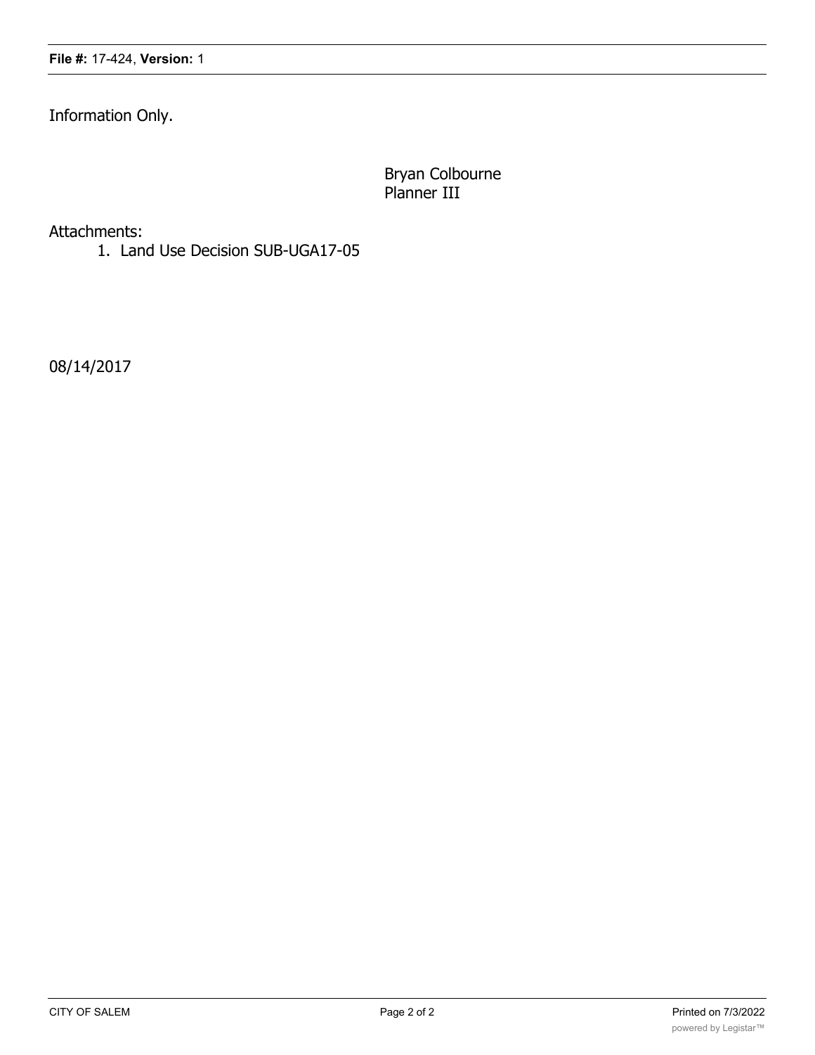Information Only.

Bryan Colbourne
Planner III

Attachments:

1. Land Use Decision SUB-UGA17-05

08/14/2017